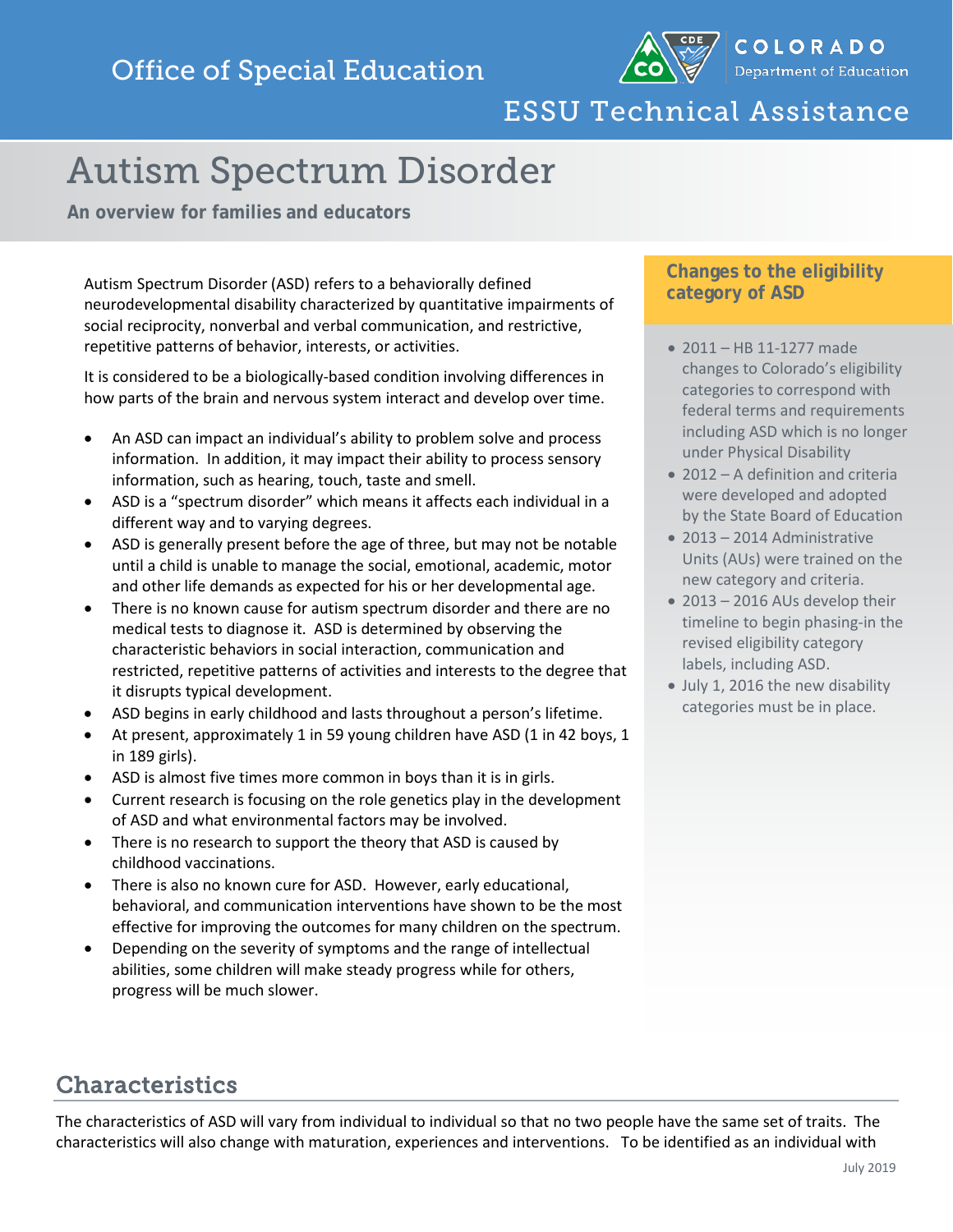# Office of Special Education

**COLORADO** Department of Education

ESSU Technical Assistance

# Autism Spectrum Disorder

**An overview for families and educators**

Autism Spectrum Disorder (ASD) refers to a behaviorally defined neurodevelopmental disability characterized by quantitative impairments of social reciprocity, nonverbal and verbal communication, and restrictive, repetitive patterns of behavior, interests, or activities.

It is considered to be a biologically-based condition involving differences in how parts of the brain and nervous system interact and develop over time.

- An ASD can impact an individual's ability to problem solve and process information. In addition, it may impact their ability to process sensory information, such as hearing, touch, taste and smell.
- ASD is a "spectrum disorder" which means it affects each individual in a different way and to varying degrees.
- ASD is generally present before the age of three, but may not be notable until a child is unable to manage the social, emotional, academic, motor and other life demands as expected for his or her developmental age.
- There is no known cause for autism spectrum disorder and there are no medical tests to diagnose it. ASD is determined by observing the characteristic behaviors in social interaction, communication and restricted, repetitive patterns of activities and interests to the degree that it disrupts typical development.
- ASD begins in early childhood and lasts throughout a person's lifetime.
- At present, approximately 1 in 59 young children have ASD (1 in 42 boys, 1 in 189 girls).
- ASD is almost five times more common in boys than it is in girls.
- Current research is focusing on the role genetics play in the development of ASD and what environmental factors may be involved.
- There is no research to support the theory that ASD is caused by childhood vaccinations.
- There is also no known cure for ASD. However, early educational, behavioral, and communication interventions have shown to be the most effective for improving the outcomes for many children on the spectrum.
- Depending on the severity of symptoms and the range of intellectual abilities, some children will make steady progress while for others, progress will be much slower.

### Changes to the eligibility category of ASD

- 2011 – HB 11-1277 made changes to Colorado's eligibility categories to correspond with federal terms and requirements including ASD which is no longer under Physical Disability
- 2012 – A definition and criteria were developed and adopted by the State Board of Education
- 2013 – 2014 Administrative Units (AUs) were trained on the new category and criteria.
- 2013 – 2016 AUs develop their timeline to begin phasing-in the revised eligibility category labels, including ASD.
- July 1, 2016 the new disability categories must be in place.

## Characteristics

The characteristics of ASD will vary from individual to individual so that no two people have the same set of traits. The characteristics will also change with maturation, experiences and interventions. To be identified as an individual with

July 2019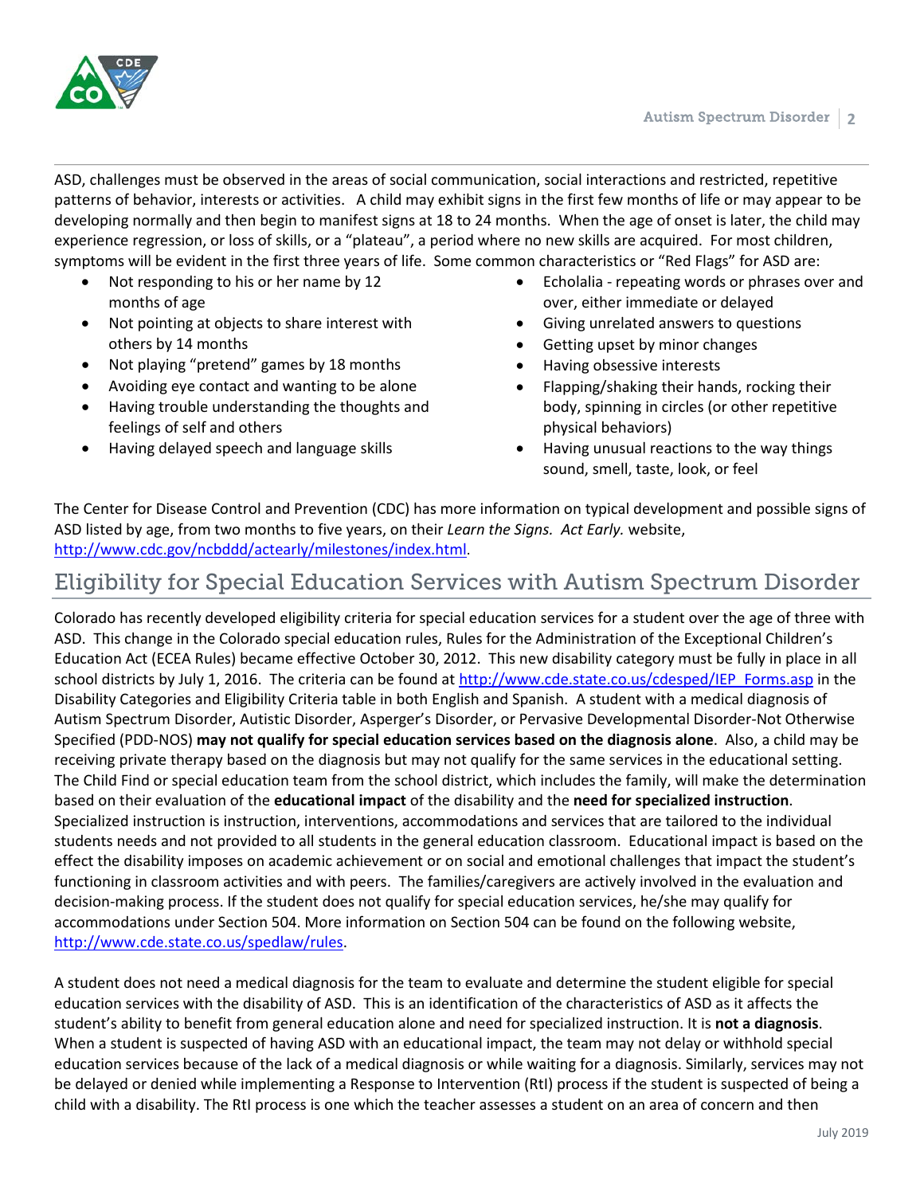ASD, challenges must be observed in the areas of social communication, social interactions and restricted, repetitive patterns of behavior, interests or activities. A child may exhibit signs in the first few months of life or may appear to be developing normally and then begin to manifest signs at 18 to 24 months. When the age of onset is later, the child may experience regression, or loss of skills, or a "plateau", a period where no new skills are acquired. For most children, symptoms will be evident in the first three years of life. Some common characteristics or "Red Flags" for ASD are:

- Not responding to his or her name by 12 months of age
- Not pointing at objects to share interest with others by 14 months
- Not playing "pretend" games by 18 months
- Avoiding eye contact and wanting to be alone
- Having trouble understanding the thoughts and feelings of self and others
- Having delayed speech and language skills
- Echolalia - repeating words or phrases over and over, either immediate or delayed
- Giving unrelated answers to questions
- Getting upset by minor changes
- Having obsessive interests
- Flapping/shaking their hands, rocking their body, spinning in circles (or other repetitive physical behaviors)
- Having unusual reactions to the way things sound, smell, taste, look, or feel

The Center for Disease Control and Prevention (CDC) has more information on typical development and possible signs of ASD listed by age, from two months to five years, on their *Learn the Signs. Act Early.* website, http://www.cdc.gov/ncbddd/actearly/milestones/index.html.

## Eligibility for Special Education Services with Autism Spectrum Disorder

Colorado has recently developed eligibility criteria for special education services for a student over the age of three with ASD. This change in the Colorado special education rules, Rules for the Administration of the Exceptional Children's Education Act (ECEA Rules) became effective October 30, 2012. This new disability category must be fully in place in all school districts by July 1, 2016. The criteria can be found at http://www.cde.state.co.us/cdesped/IEP_Forms.asp in the Disability Categories and Eligibility Criteria table in both English and Spanish. A student with a medical diagnosis of Autism Spectrum Disorder, Autistic Disorder, Asperger's Disorder, or Pervasive Developmental Disorder-Not Otherwise Specified (PDD-NOS) **may not qualify for special education services based on the diagnosis alone**. Also, a child may be receiving private therapy based on the diagnosis but may not qualify for the same services in the educational setting. The Child Find or special education team from the school district, which includes the family, will make the determination based on their evaluation of the **educational impact** of the disability and the **need for specialized instruction**. Specialized instruction is instruction, interventions, accommodations and services that are tailored to the individual students needs and not provided to all students in the general education classroom. Educational impact is based on the effect the disability imposes on academic achievement or on social and emotional challenges that impact the student's functioning in classroom activities and with peers. The families/caregivers are actively involved in the evaluation and decision-making process. If the student does not qualify for special education services, he/she may qualify for accommodations under Section 504. More information on Section 504 can be found on the following website, http://www.cde.state.co.us/spedlaw/rules.

A student does not need a medical diagnosis for the team to evaluate and determine the student eligible for special education services with the disability of ASD. This is an identification of the characteristics of ASD as it affects the student's ability to benefit from general education alone and need for specialized instruction. It is **not a diagnosis**. When a student is suspected of having ASD with an educational impact, the team may not delay or withhold special education services because of the lack of a medical diagnosis or while waiting for a diagnosis. Similarly, services may not be delayed or denied while implementing a Response to Intervention (RtI) process if the student is suspected of being a child with a disability. The RtI process is one which the teacher assesses a student on an area of concern and then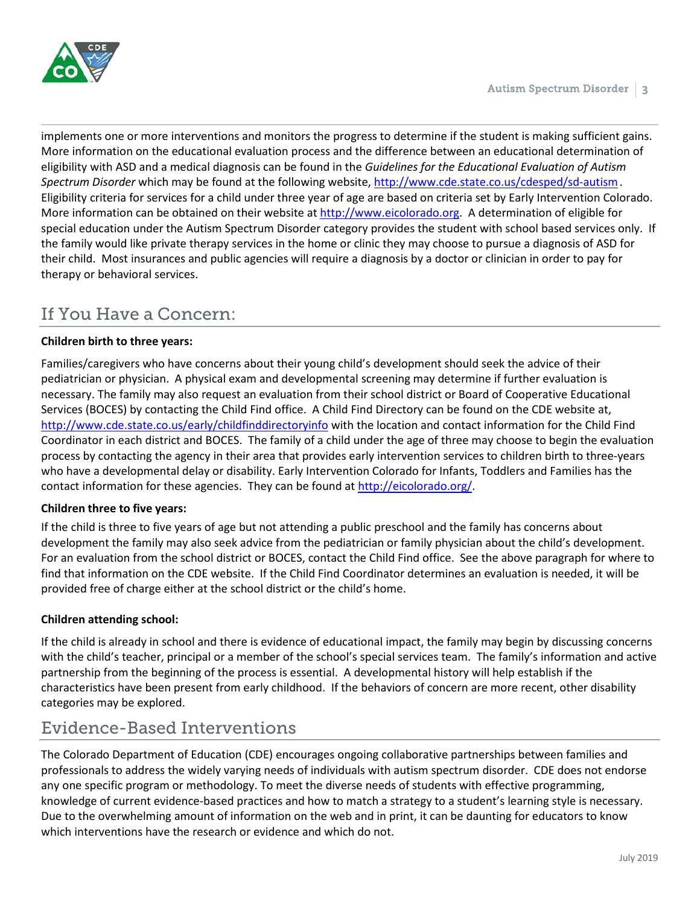implements one or more interventions and monitors the progress to determine if the student is making sufficient gains. More information on the educational evaluation process and the difference between an educational determination of eligibility with ASD and a medical diagnosis can be found in the *Guidelines for the Educational Evaluation of Autism Spectrum Disorder* which may be found at the following website, http://www.cde.state.co.us/cdesped/sd-autism. Eligibility criteria for services for a child under three year of age are based on criteria set by Early Intervention Colorado. More information can be obtained on their website at http://www.eicolorado.org. A determination of eligible for special education under the Autism Spectrum Disorder category provides the student with school based services only. If the family would like private therapy services in the home or clinic they may choose to pursue a diagnosis of ASD for their child. Most insurances and public agencies will require a diagnosis by a doctor or clinician in order to pay for therapy or behavioral services.

## If You Have a Concern:

**Children birth to three years:**

Families/caregivers who have concerns about their young child's development should seek the advice of their pediatrician or physician. A physical exam and developmental screening may determine if further evaluation is necessary. The family may also request an evaluation from their school district or Board of Cooperative Educational Services (BOCES) by contacting the Child Find office. A Child Find Directory can be found on the CDE website at, http://www.cde.state.co.us/early/childfinddirectoryinfo with the location and contact information for the Child Find Coordinator in each district and BOCES. The family of a child under the age of three may choose to begin the evaluation process by contacting the agency in their area that provides early intervention services to children birth to three-years who have a developmental delay or disability. Early Intervention Colorado for Infants, Toddlers and Families has the contact information for these agencies. They can be found at http://eicolorado.org/.

**Children three to five years:**

If the child is three to five years of age but not attending a public preschool and the family has concerns about development the family may also seek advice from the pediatrician or family physician about the child's development. For an evaluation from the school district or BOCES, contact the Child Find office. See the above paragraph for where to find that information on the CDE website. If the Child Find Coordinator determines an evaluation is needed, it will be provided free of charge either at the school district or the child's home.

**Children attending school:**

If the child is already in school and there is evidence of educational impact, the family may begin by discussing concerns with the child's teacher, principal or a member of the school's special services team. The family's information and active partnership from the beginning of the process is essential. A developmental history will help establish if the characteristics have been present from early childhood. If the behaviors of concern are more recent, other disability categories may be explored.

## Evidence-Based Interventions

The Colorado Department of Education (CDE) encourages ongoing collaborative partnerships between families and professionals to address the widely varying needs of individuals with autism spectrum disorder. CDE does not endorse any one specific program or methodology. To meet the diverse needs of students with effective programming, knowledge of current evidence-based practices and how to match a strategy to a student's learning style is necessary. Due to the overwhelming amount of information on the web and in print, it can be daunting for educators to know which interventions have the research or evidence and which do not.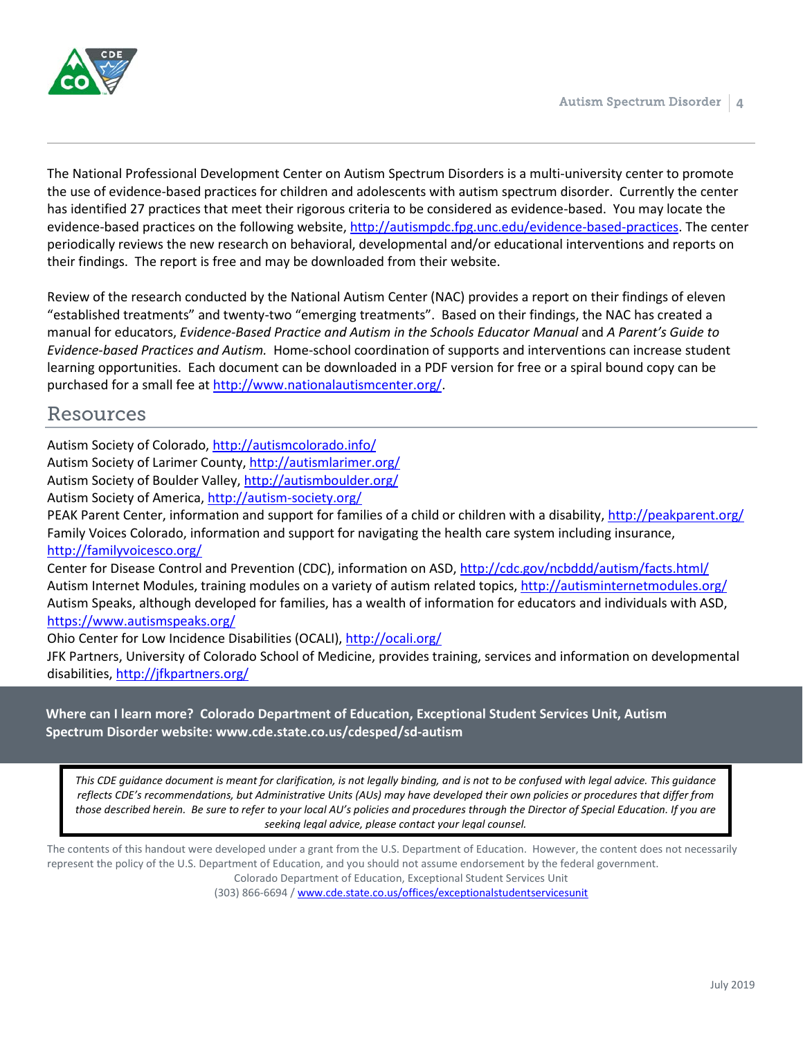The National Professional Development Center on Autism Spectrum Disorders is a multi-university center to promote the use of evidence-based practices for children and adolescents with autism spectrum disorder. Currently the center has identified 27 practices that meet their rigorous criteria to be considered as evidence-based. You may locate the evidence-based practices on the following website, http://autismpdc.fpg.unc.edu/evidence-based-practices. The center periodically reviews the new research on behavioral, developmental and/or educational interventions and reports on their findings. The report is free and may be downloaded from their website.

Review of the research conducted by the National Autism Center (NAC) provides a report on their findings of eleven "established treatments" and twenty-two "emerging treatments". Based on their findings, the NAC has created a manual for educators, *Evidence-Based Practice and Autism in the Schools Educator Manual* and *A Parent's Guide to Evidence-based Practices and Autism.* Home-school coordination of supports and interventions can increase student learning opportunities. Each document can be downloaded in a PDF version for free or a spiral bound copy can be purchased for a small fee at http://www.nationalautismcenter.org/.

## Resources

Autism Society of Colorado, http://autismcolorado.info/
Autism Society of Larimer County, http://autismlarimer.org/
Autism Society of Boulder Valley, http://autismboulder.org/
Autism Society of America, http://autism-society.org/
PEAK Parent Center, information and support for families of a child or children with a disability, http://peakparent.org/
Family Voices Colorado, information and support for navigating the health care system including insurance, http://familyvoicesco.org/
Center for Disease Control and Prevention (CDC), information on ASD, http://cdc.gov/ncbddd/autism/facts.html/
Autism Internet Modules, training modules on a variety of autism related topics, http://autisminternetmodules.org/
Autism Speaks, although developed for families, has a wealth of information for educators and individuals with ASD, https://www.autismspeaks.org/
Ohio Center for Low Incidence Disabilities (OCALI), http://ocali.org/
JFK Partners, University of Colorado School of Medicine, provides training, services and information on developmental disabilities, http://jfkpartners.org/

**Where can I learn more? Colorado Department of Education, Exceptional Student Services Unit, Autism Spectrum Disorder website: www.cde.state.co.us/cdesped/sd-autism**

*This CDE guidance document is meant for clarification, is not legally binding, and is not to be confused with legal advice. This guidance reflects CDE's recommendations, but Administrative Units (AUs) may have developed their own policies or procedures that differ from those described herein. Be sure to refer to your local AU's policies and procedures through the Director of Special Education. If you are seeking legal advice, please contact your legal counsel.*

The contents of this handout were developed under a grant from the U.S. Department of Education. However, the content does not necessarily represent the policy of the U.S. Department of Education, and you should not assume endorsement by the federal government.
Colorado Department of Education, Exceptional Student Services Unit
(303) 866-6694 / www.cde.state.co.us/offices/exceptionalstudentservicesunit

July 2019